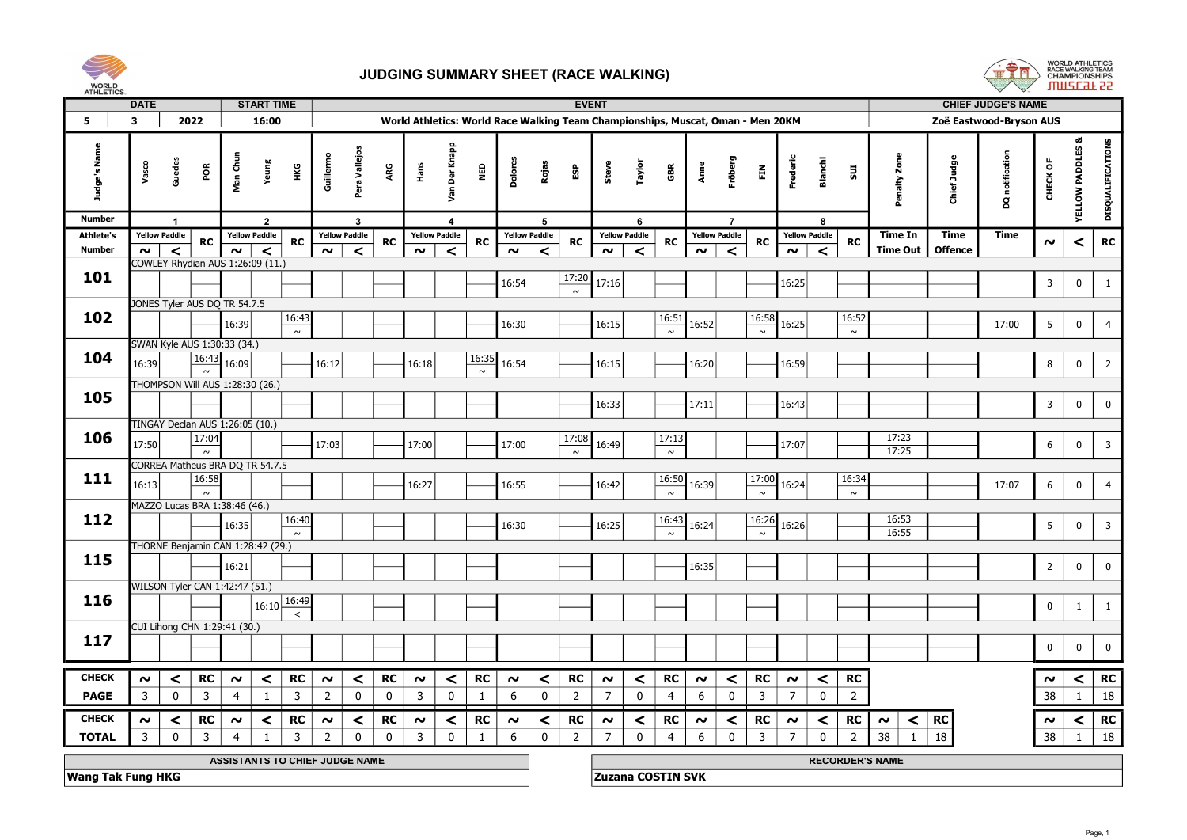# JUDGING SUMMARY SHEET (RACE WALKING)

WORLD ATHLETICS RACE WALKING TEAM CHAMPIONSHIPS Muscat 22

| DATE | | | START TIME | EVENT | CHIEF JUDGE'S NAME |
|---|---|---|---|---|---|
| 5 | 3 | 2022 | 16:00 | World Athletics: World Race Walking Team Championships, Muscat, Oman - Men 20KM | Zoë Eastwood-Bryson AUS |

| Judge's Name | Vasco Guedes POR | | | Man Chun Yeung HKG | | | Guillermo Pera Vallejos ARG | | | Hans Van Der Knapp NED | | | Dolores Rojas ESP | | | Steve Taylor GBR | | | Anne Fröberg FIN | | | Frederic Bianchi SUI | | | Penalty Zone | Chief Judge | DQ notification | CHECK OF | YELLOW PADDLES & | DISQUALIFICATIONS |
|---|---|---|---|---|---|---|---|---|---|---|---|---|---|---|---|---|---|---|---|---|---|---|---|---|---|---|---|---|---|---|
| Number | 1 | | | 2 | | | 3 | | | 4 | | | 5 | | | 6 | | | 7 | | | 8 | | | | | | | | |
| Athlete's Number | Yellow Paddle ~ | Yellow Paddle < | RC | Yellow Paddle ~ | Yellow Paddle < | RC | Yellow Paddle ~ | Yellow Paddle < | RC | Yellow Paddle ~ | Yellow Paddle < | RC | Yellow Paddle ~ | Yellow Paddle < | RC | Yellow Paddle ~ | Yellow Paddle < | RC | Yellow Paddle ~ | Yellow Paddle < | RC | Yellow Paddle ~ | Yellow Paddle < | RC | Time In / Time Out | Time Offence | Time | ~ | < | RC |
| **101** COWLEY Rhydian AUS 1:26:09 (11.) | | | | | | | | | | | | | 16:54 | | 17:20 ~ | 17:16 | | | | | | 16:25 | | | | | | 3 | 0 | 1 |
| **102** JONES Tyler AUS DQ TR 54.7.5 | | | | 16:39 | | 16:43 ~ | | | | | | | 16:30 | | | 16:15 | | 16:51 ~ | 16:52 | | 16:58 ~ | 16:25 | | 16:52 ~ | | | 17:00 | 5 | 0 | 4 |
| **104** SWAN Kyle AUS 1:30:33 (34.) | 16:39 | | 16:43 ~ | 16:09 | | | 16:12 | | | 16:18 | | 16:35 ~ | 16:54 | | | 16:15 | | | 16:20 | | | 16:59 | | | | | | 8 | 0 | 2 |
| **105** THOMPSON Will AUS 1:28:30 (26.) | | | | | | | | | | | | | | | | 16:33 | | | 17:11 | | | 16:43 | | | | | | 3 | 0 | 0 |
| **106** TINGAY Declan AUS 1:26:05 (10.) | 17:50 | | 17:04 ~ | | | | 17:03 | | | 17:00 | | | 17:00 | | 17:08 ~ | 16:49 | | 17:13 ~ | | | | 17:07 | | | 17:23 / 17:25 | | | 6 | 0 | 3 |
| **111** CORREA Matheus BRA DQ TR 54.7.5 | 16:13 | | 16:58 ~ | | | | | | | 16:27 | | | 16:55 | | | 16:42 | | 16:50 ~ | 16:39 | | 17:00 ~ | 16:24 | | 16:34 ~ | | | 17:07 | 6 | 0 | 4 |
| **112** MAZZO Lucas BRA 1:38:46 (46.) | | | | 16:35 | | 16:40 ~ | | | | | | | 16:30 | | | 16:25 | | 16:43 ~ | 16:24 | | 16:26 ~ | 16:26 | | | 16:53 / 16:55 | | | 5 | 0 | 3 |
| **115** THORNE Benjamin CAN 1:28:42 (29.) | | | | 16:21 | | | | | | | | | | | | | | | 16:35 | | | | | | | | | 2 | 0 | 0 |
| **116** WILSON Tyler CAN 1:42:47 (51.) | | | | | 16:10 | 16:49 < | | | | | | | | | | | | | | | | | | | | | | 0 | 1 | 1 |
| **117** CUI Lihong CHN 1:29:41 (30.) | | | | | | | | | | | | | | | | | | | | | | | | | | | | 0 | 0 | 0 |
| **CHECK PAGE** | 3 | 0 | 3 | 4 | 1 | 3 | 2 | 0 | 0 | 3 | 0 | 1 | 6 | 0 | 2 | 7 | 0 | 4 | 6 | 0 | 3 | 7 | 0 | 2 | | | | 38 | 1 | 18 |
| **CHECK TOTAL** | 3 | 0 | 3 | 4 | 1 | 3 | 2 | 0 | 0 | 3 | 0 | 1 | 6 | 0 | 2 | 7 | 0 | 4 | 6 | 0 | 3 | 7 | 0 | 2 | ~ 38 | < 1 | RC 18 | 38 | 1 | 18 |

| ASSISTANTS TO CHIEF JUDGE NAME | RECORDER'S NAME |
|---|---|
| Wang Tak Fung HKG | Zuzana COSTIN SVK |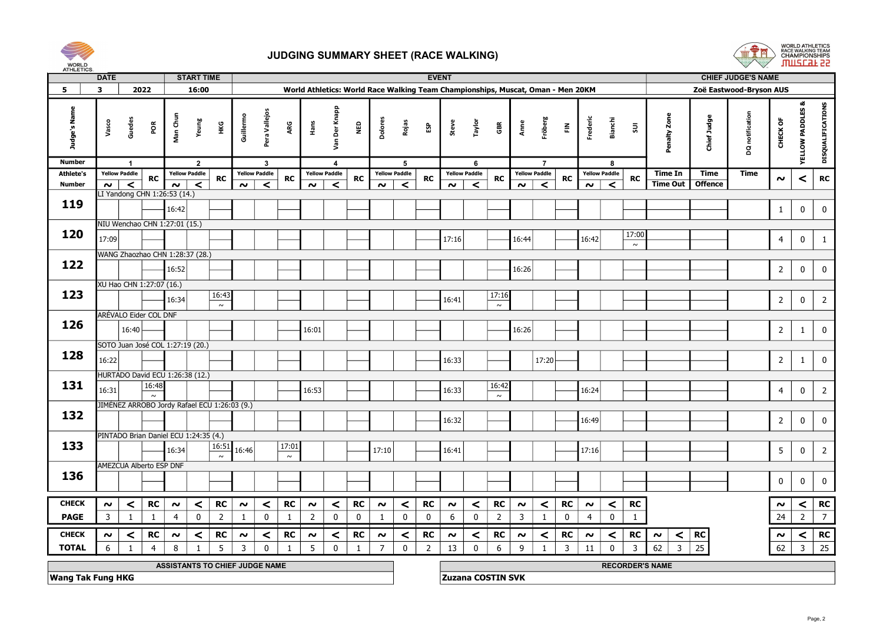# JUDGING SUMMARY SHEET (RACE WALKING)

WORLD ATHLETICS RACE WALKING TEAM CHAMPIONSHIPS Muscat 22

| DATE | | | START TIME | EVENT | CHIEF JUDGE'S NAME |
|---|---|---|---|---|---|
| 5 | 3 | 2022 | 16:00 | World Athletics: World Race Walking Team Championships, Muscat, Oman - Men 20KM | Zoë Eastwood-Bryson AUS |

| Judge's Name | Vasco Guedes POR | | | Man Chun Yeung HKG | | | Guillermo Pera Vallejos ARG | | | Hans Van Der Knapp NED | | | Dolores Rojas ESP | | | Steve Taylor GBR | | | Anne Fröberg FIN | | | Frederic Bianchi SUI | | | Penalty Zone | Chief Judge | DQ notification | CHECK OF YELLOW PADDLES & DISQUALIFICATIONS | | |
|---|---|---|---|---|---|---|---|---|---|---|---|---|---|---|---|---|---|---|---|---|---|---|---|---|---|---|---|---|---|---|
| Number | 1 | | | 2 | | | 3 | | | 4 | | | 5 | | | 6 | | | 7 | | | 8 | | | | | | | | |
| Athlete's Number | Yellow Paddle | | RC | Yellow Paddle | | RC | Yellow Paddle | | RC | Yellow Paddle | | RC | Yellow Paddle | | RC | Yellow Paddle | | RC | Yellow Paddle | | RC | Yellow Paddle | | RC | Time In / Time Out | Time / Offence | Time | | | |
| | ~ | < | | ~ | < | | ~ | < | | ~ | < | | ~ | < | | ~ | < | | ~ | < | | ~ | < | | | | | ~ | < | RC |
| **119** LI Yandong CHN 1:26:53 (14.) | | | | 16:42 | | | | | | | | | | | | | | | | | | | | | | | | 1 | 0 | 0 |
| **120** NIU Wenchao CHN 1:27:01 (15.) | 17:09 | | | | | | | | | | | | | | | 17:16 | | | 16:44 | | | 16:42 | | 17:00 ~ | | | | 4 | 0 | 1 |
| **122** WANG Zhaozhao CHN 1:28:37 (28.) | | | | 16:52 | | | | | | | | | | | | | | | 16:26 | | | | | | | | | 2 | 0 | 0 |
| **123** XU Hao CHN 1:27:07 (16.) | | | | 16:34 | | 16:43 ~ | | | | | | | | | | 16:41 | | 17:16 ~ | | | | | | | | | | 2 | 0 | 2 |
| **126** ARÉVALO Eider COL DNF | | 16:40 | | | | | | | | 16:01 | | | | | | | | | 16:26 | | | | | | | | | 2 | 1 | 0 |
| **128** SOTO Juan José COL 1:27:19 (20.) | 16:22 | | | | | | | | | | | | | | | 16:33 | | | | 17:20 | | | | | | | | 2 | 1 | 0 |
| **131** HURTADO David ECU 1:26:38 (12.) | 16:31 | | 16:48 ~ | | | | | | | 16:53 | | | | | | 16:33 | | 16:42 ~ | | | | 16:24 | | | | | | 4 | 0 | 2 |
| **132** JIMÉNEZ ARROBO Jordy Rafael ECU 1:26:03 (9.) | | | | | | | | | | | | | | | | 16:32 | | | | | | 16:49 | | | | | | 2 | 0 | 0 |
| **133** PINTADO Brian Daniel ECU 1:24:35 (4.) | | | | 16:34 | | 16:51 ~ | 16:46 | | 17:01 ~ | | | | 17:10 | | | 16:41 | | | | | | 17:16 | | | | | | 5 | 0 | 2 |
| **136** AMEZCUA Alberto ESP DNF | | | | | | | | | | | | | | | | | | | | | | | | | | | | 0 | 0 | 0 |
| **CHECK PAGE** | 3 | 1 | 1 | 4 | 0 | 2 | 1 | 0 | 1 | 2 | 0 | 0 | 1 | 0 | 0 | 6 | 0 | 2 | 3 | 1 | 0 | 4 | 0 | 1 | | | | 24 | 2 | 7 |
| **CHECK TOTAL** | 6 | 1 | 4 | 8 | 1 | 5 | 3 | 0 | 1 | 5 | 0 | 1 | 7 | 0 | 2 | 13 | 0 | 6 | 9 | 1 | 3 | 11 | 0 | 3 | ~ 62 / < 3 | RC 25 | | 62 | 3 | 25 |

| ASSISTANTS TO CHIEF JUDGE NAME | RECORDER'S NAME |
|---|---|
| Wang Tak Fung HKG | Zuzana COSTIN SVK |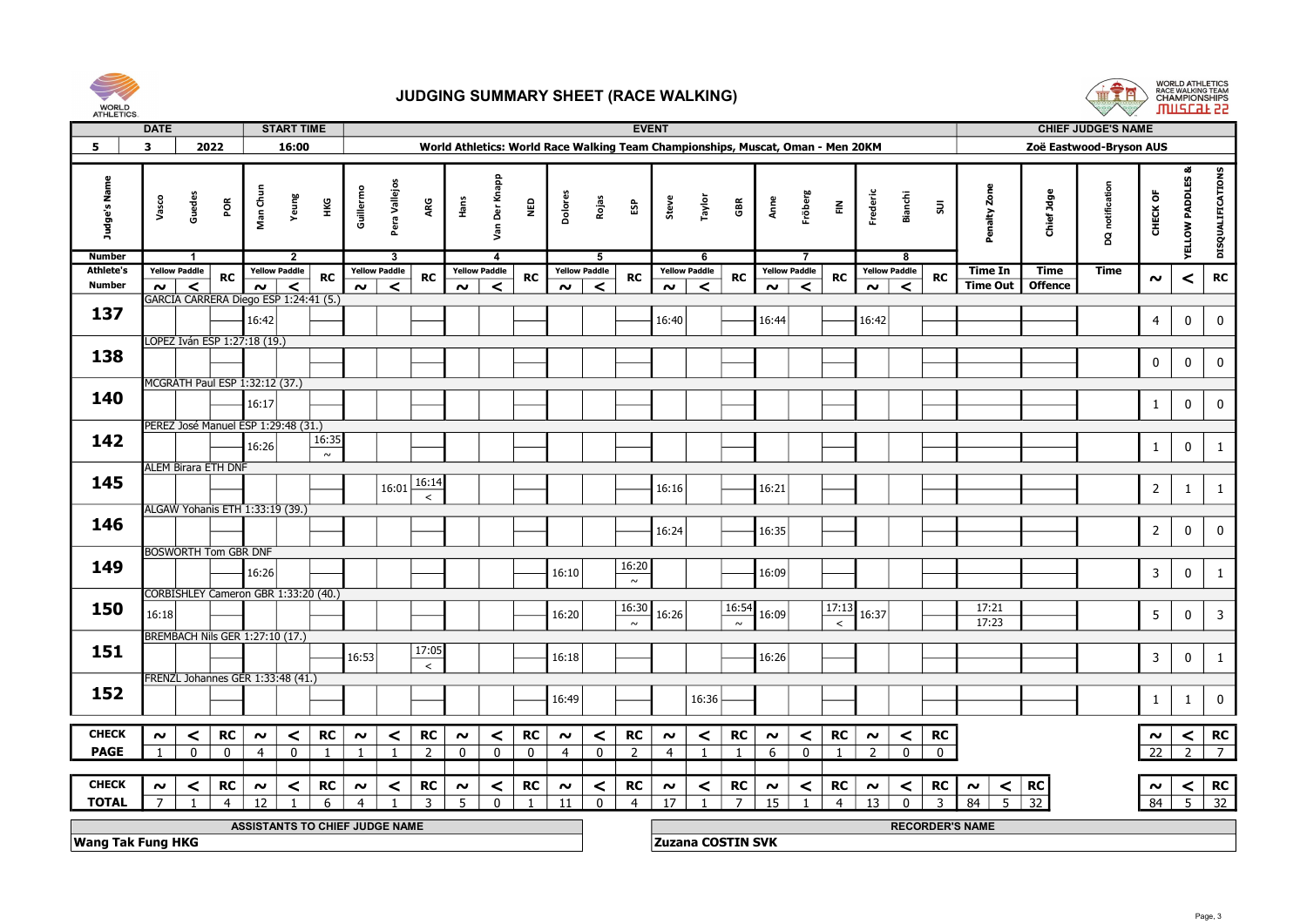# JUDGING SUMMARY SHEET (RACE WALKING)

| DATE | | | START TIME | EVENT | CHIEF JUDGE'S NAME |
|---|---|---|---|---|---|
| 5 | 3 | 2022 | 16:00 | World Athletics: World Race Walking Team Championships, Muscat, Oman - Men 20KM | Zoë Eastwood-Bryson AUS |

| Judge's Name | Vasco Guedes POR | | | Man Chun Yeung HKG | | | Guillermo Pera Vallejos ARG | | | Hans Van Der Knapp NED | | | Dolores Rojas ESP | | | Steve Taylor GBR | | | Anne Fröberg FIN | | | Frederic Bianchi SUI | | | Penalty Zone | Chief Jdge | DQ notification | CHECK OF | YELLOW PADDLES & | DISQUALIFICATIONS |
|---|---|---|---|---|---|---|---|---|---|---|---|---|---|---|---|---|---|---|---|---|---|---|---|---|---|---|---|---|---|---|
| Number | 1 | | | 2 | | | 3 | | | 4 | | | 5 | | | 6 | | | 7 | | | 8 | | | | | | | | |
| Athlete's Number | Yellow Paddle ~ | Yellow Paddle < | RC | Yellow Paddle ~ | Yellow Paddle < | RC | Yellow Paddle ~ | Yellow Paddle < | RC | Yellow Paddle ~ | Yellow Paddle < | RC | Yellow Paddle ~ | Yellow Paddle < | RC | Yellow Paddle ~ | Yellow Paddle < | RC | Yellow Paddle ~ | Yellow Paddle < | RC | Yellow Paddle ~ | Yellow Paddle < | RC | Time In / Time Out | Time Offence | Time | ~ | < | RC |
| **137** GARCIA CARRERA Diego ESP 1:24:41 (5.) | | 16:42 | | | | | | | | | | | | | | 16:40 | | | 16:44 | | | 16:42 | | | | | | 4 | 0 | 0 |
| **138** LOPEZ Iván ESP 1:27:18 (19.) | | | | | | | | | | | | | | | | | | | | | | | | | | | | 0 | 0 | 0 |
| **140** MCGRATH Paul ESP 1:32:12 (37.) | | 16:17 | | | | | | | | | | | | | | | | | | | | | | | | | | 1 | 0 | 0 |
| **142** PEREZ José Manuel ESP 1:29:48 (31.) | | 16:26 | | | | 16:35 ~ | | | | | | | | | | | | | | | | | | | | | | 1 | 0 | 1 |
| **145** ALEM Birara ETH DNF | | | | | 16:01 | 16:14 < | | | | | | | | | | 16:16 | | | 16:21 | | | | | | | | | 2 | 1 | 1 |
| **146** ALGAW Yohanis ETH 1:33:19 (39.) | | | | | | | | | | | | | | | | 16:24 | | | 16:35 | | | | | | | | | 2 | 0 | 0 |
| **149** BOSWORTH Tom GBR DNF | | 16:26 | | | | | | | | | | | 16:10 | | 16:20 ~ | | | | 16:09 | | | | | | | | | 3 | 0 | 1 |
| **150** CORBISHLEY Cameron GBR 1:33:20 (40.) | 16:18 | | | | | | | | | | | | 16:20 | | 16:30 ~ | 16:26 | | 16:54 ~ | 16:09 | | 17:13 < | 16:37 | | | 17:21 / 17:23 | | | 5 | 0 | 3 |
| **151** BREMBACH Nils GER 1:27:10 (17.) | | | | 16:53 | | 17:05 < | | | | | | | 16:18 | | | | | | 16:26 | | | | | | | | | 3 | 0 | 1 |
| **152** FRENZL Johannes GER 1:33:48 (41.) | | | | | | | | | | | | | 16:49 | | | | 16:36 | | | | | | | | | | | 1 | 1 | 0 |
| **CHECK PAGE** | 1 | 0 | 0 | 4 | 0 | 1 | 1 | 1 | 2 | 0 | 0 | 0 | 4 | 0 | 2 | 4 | 1 | 1 | 6 | 0 | 1 | 2 | 0 | 0 | | | | 22 | 2 | 7 |
| **CHECK TOTAL** | 7 | 1 | 4 | 12 | 1 | 6 | 4 | 1 | 3 | 5 | 0 | 1 | 11 | 0 | 4 | 17 | 1 | 7 | 15 | 1 | 4 | 13 | 0 | 3 | ~ 84, < 5, RC 32 | | | 84 | 5 | 32 |

| ASSISTANTS TO CHIEF JUDGE NAME | RECORDER'S NAME |
|---|---|
| Wang Tak Fung HKG | Zuzana COSTIN SVK |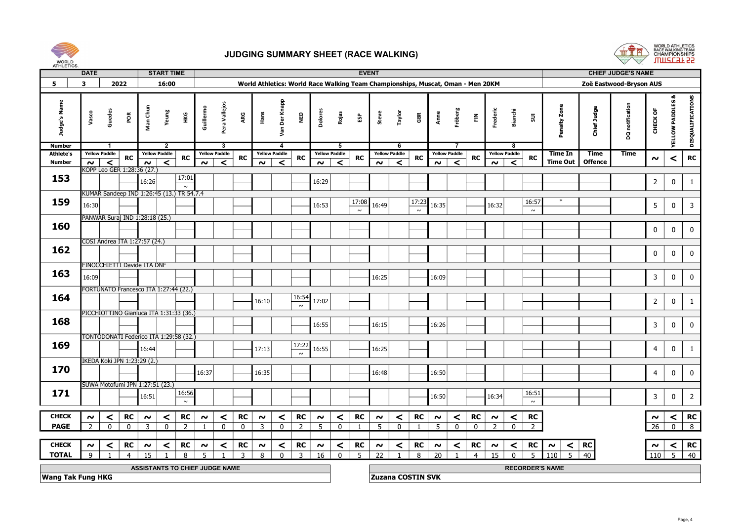# JUDGING SUMMARY SHEET (RACE WALKING)

| DATE | | | START TIME | EVENT | CHIEF JUDGE'S NAME |
|---|---|---|---|---|---|
| 5 | 3 | 2022 | 16:00 | World Athletics: World Race Walking Team Championships, Muscat, Oman - Men 20KM | Zoë Eastwood-Bryson AUS |

| Judge's Name | Vasco Guedes POR | | | Man Chun Yeung HKG | | | Guillermo Pera Vallejos ARG | | | Hans Van Der Knapp NED | | | Dolores Rojas ESP | | | Steve Taylor GBR | | | Anne Fröberg FIN | | | Frederic Bianchi SUI | | | Penalty Zone | Chief Judge | DQ notification | CHECK OF YELLOW PADDLES & DISQUALIFICATONS | | |
|---|---|---|---|---|---|---|---|---|---|---|---|---|---|---|---|---|---|---|---|---|---|---|---|---|---|---|---|---|---|---|
| Number | 1 | | | 2 | | | 3 | | | 4 | | | 5 | | | 6 | | | 7 | | | 8 | | | | | | | | |
| Athlete's Number | Yellow Paddle ~ | Yellow Paddle < | RC | Yellow Paddle ~ | Yellow Paddle < | RC | Yellow Paddle ~ | Yellow Paddle < | RC | Yellow Paddle ~ | Yellow Paddle < | RC | Yellow Paddle ~ | Yellow Paddle < | RC | Yellow Paddle ~ | Yellow Paddle < | RC | Yellow Paddle ~ | Yellow Paddle < | RC | Yellow Paddle ~ | Yellow Paddle < | RC | Time In / Time Out | Time Offence | Time | ~ | < | RC |
| 153 — KOPP Leo GER 1:28:36 (27.) | | | | 16:26 | | 17:01 ~ | | | | | | | 16:29 | | | | | | | | | | | | | | | 2 | 0 | 1 |
| 159 — KUMAR Sandeep IND 1:26:45 (13.) TR 54.7.4 | 16:30 | | | | | | | | | | | | 16:53 | | 17:08 ~ | 16:49 | | 17:23 ~ | 16:35 | | | 16:32 | | 16:57 ~ | * | | | 5 | 0 | 3 |
| 160 — PANWAR Suraj IND 1:28:18 (25.) | | | | | | | | | | | | | | | | | | | | | | | | | | | | 0 | 0 | 0 |
| 162 — COSI Andrea ITA 1:27:57 (24.) | | | | | | | | | | | | | | | | | | | | | | | | | | | | 0 | 0 | 0 |
| 163 — FINOCCHIETTI Davide ITA DNF | 16:09 | | | | | | | | | | | | | | | 16:25 | | | 16:09 | | | | | | | | | 3 | 0 | 0 |
| 164 — FORTUNATO Francesco ITA 1:27:44 (22.) | | | | | | | | | | 16:10 | | 16:54 ~ | 17:02 | | | | | | | | | | | | | | | 2 | 0 | 1 |
| 168 — PICCHIOTTINO Gianluca ITA 1:31:33 (36.) | | | | | | | | | | | | | 16:55 | | | 16:15 | | | 16:26 | | | | | | | | | 3 | 0 | 0 |
| 169 — TONTODONATI Federico ITA 1:29:58 (32.) | | | | 16:44 | | | | | | 17:13 | | 17:22 ~ | 16:55 | | | 16:25 | | | | | | | | | | | | 4 | 0 | 1 |
| 170 — IKEDA Koki JPN 1:23:29 (2.) | | | | | | | 16:37 | | | 16:35 | | | | | | 16:48 | | | 16:50 | | | | | | | | | 4 | 0 | 0 |
| 171 — SUWA Motofumi JPN 1:27:51 (23.) | | | | 16:51 | | 16:56 ~ | | | | | | | | | | | | | 16:50 | | | 16:34 | | 16:51 ~ | | | | 3 | 0 | 2 |
| CHECK PAGE | 2 | 0 | 0 | 3 | 0 | 2 | 1 | 0 | 0 | 3 | 0 | 2 | 5 | 0 | 1 | 5 | 0 | 1 | 5 | 0 | 0 | 2 | 0 | 2 | | | | 26 | 0 | 8 |
| CHECK TOTAL | 9 | 1 | 4 | 15 | 1 | 8 | 5 | 1 | 3 | 8 | 0 | 3 | 16 | 0 | 5 | 22 | 1 | 8 | 20 | 1 | 4 | 15 | 0 | 5 | ~ 110 | < 5 | RC 40 | 110 | 5 | 40 |

| ASSISTANTS TO CHIEF JUDGE NAME | RECORDER'S NAME |
|---|---|
| Wang Tak Fung HKG | Zuzana COSTIN SVK |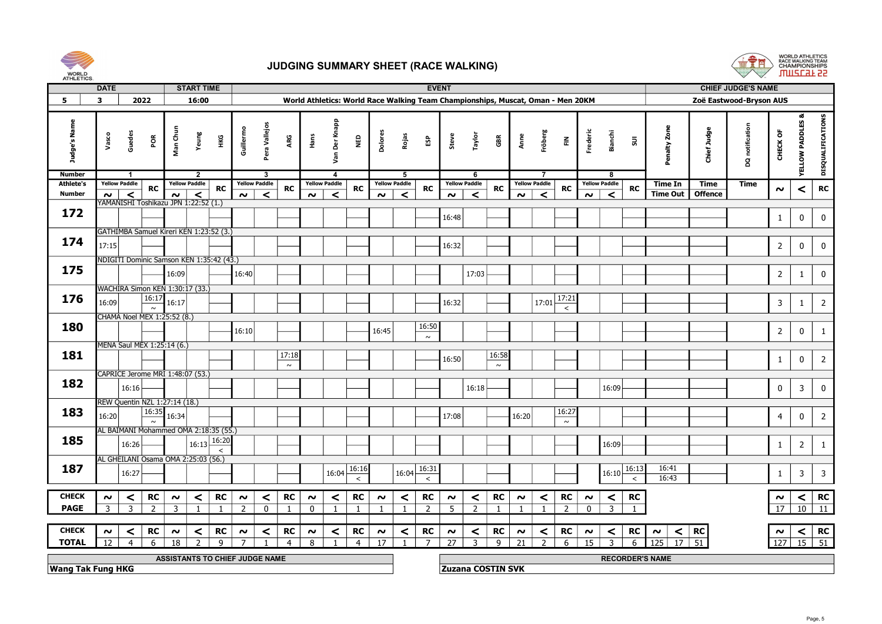# JUDGING SUMMARY SHEET (RACE WALKING)

| DATE | | | START TIME | EVENT | CHIEF JUDGE'S NAME |
|---|---|---|---|---|---|
| 5 | 3 | 2022 | 16:00 | World Athletics: World Race Walking Team Championships, Muscat, Oman - Men 20KM | Zoë Eastwood-Bryson AUS |

| Judge's Name | Vasco Guedes POR | | | Man Chun Yeung HKG | | | Guillermo Pera Vallejos ARG | | | Hans Van Der Knapp NED | | | Dolores Rojas ESP | | | Steve Taylor GBR | | | Anne Fröberg FIN | | | Frederic Bianchi SUI | | | Penalty Zone | Chief Judge | DQ notification | CHECK OF YELLOW PADDLES & DISQUALIFICATONS | | |
|---|---|---|---|---|---|---|---|---|---|---|---|---|---|---|---|---|---|---|---|---|---|---|---|---|---|---|---|---|---|---|
| Number | 1 | | | 2 | | | 3 | | | 4 | | | 5 | | | 6 | | | 7 | | | 8 | | | | | | | | |
| Athlete's Number | Yellow Paddle | | RC | Yellow Paddle | | RC | Yellow Paddle | | RC | Yellow Paddle | | RC | Yellow Paddle | | RC | Yellow Paddle | | RC | Yellow Paddle | | RC | Yellow Paddle | | RC | Time In / Time Out | Time Offence | Time | | | |
| | ~ | < | | ~ | < | | ~ | < | | ~ | < | | ~ | < | | ~ | < | | ~ | < | | ~ | < | | | | | ~ | < | RC |
| **172** YAMANISHI Toshikazu JPN 1:22:52 (1.) | | | | | | | | | | | | | | | | 16:48 | | | | | | | | | | | | 1 | 0 | 0 |
| **174** GATHIMBA Samuel Kireri KEN 1:23:52 (3.) | 17:15 | | | | | | | | | | | | | | | 16:32 | | | | | | | | | | | | 2 | 0 | 0 |
| **175** NDIGITI Dominic Samson KEN 1:35:42 (43.) | | | | 16:09 | | | 16:40 | | | | | | | | | | 17:03 | | | | | | | | | | | 2 | 1 | 0 |
| **176** WACHIRA Simon KEN 1:30:17 (33.) | 16:09 | | 16:17 ~ | 16:17 | | | | | | | | | | | | 16:32 | | | | 17:01 | 17:21 < | | | | | | | 3 | 1 | 2 |
| **180** CHAMA Noel MEX 1:25:52 (8.) | | | | | | | 16:10 | | | | | | 16:45 | | 16:50 ~ | | | | | | | | | | | | | 2 | 0 | 1 |
| **181** MENA Saul MEX 1:25:14 (6.) | | | | | | | | | 17:18 ~ | | | | | | | 16:50 | | 16:58 ~ | | | | | | | | | | 1 | 0 | 2 |
| **182** CAPRICE Jerome MRI 1:48:07 (53.) | | 16:16 | | | | | | | | | | | | | | | 16:18 | | | | | | 16:09 | | | | | 0 | 3 | 0 |
| **183** REW Quentin NZL 1:27:14 (18.) | 16:20 | | 16:35 ~ | 16:34 | | | | | | | | | | | | 17:08 | | | 16:20 | | 16:27 ~ | | | | | | | 4 | 0 | 2 |
| **185** AL BAIMANI Mohammed OMA 2:18:35 (55.) | | 16:26 | | | 16:13 | 16:20 < | | | | | | | | | | | | | | | | | 16:09 | | | | | 1 | 2 | 1 |
| **187** AL GHEILANI Osama OMA 2:25:03 (56.) | | 16:27 | | | | | | | | | 16:04 | 16:16 < | | 16:04 | 16:31 < | | | | | | | | 16:10 | 16:13 < | 16:41 / 16:43 | | | 1 | 3 | 3 |
| CHECK PAGE | ~ | < | RC | ~ | < | RC | ~ | < | RC | ~ | < | RC | ~ | < | RC | ~ | < | RC | ~ | < | RC | ~ | < | RC | | | | ~ | < | RC |
| | 3 | 3 | 2 | 3 | 1 | 1 | 2 | 0 | 1 | 0 | 1 | 1 | 1 | 1 | 2 | 5 | 2 | 1 | 1 | 1 | 2 | 0 | 3 | 1 | | | | 17 | 10 | 11 |
| CHECK TOTAL | ~ | < | RC | ~ | < | RC | ~ | < | RC | ~ | < | RC | ~ | < | RC | ~ | < | RC | ~ | < | RC | ~ | < | RC | ~ | < | RC | ~ | < | RC |
| | 12 | 4 | 6 | 18 | 2 | 9 | 7 | 1 | 4 | 8 | 1 | 4 | 17 | 1 | 7 | 27 | 3 | 9 | 21 | 2 | 6 | 15 | 3 | 6 | 125 | 17 | 51 | 127 | 15 | 51 |

| ASSISTANTS TO CHIEF JUDGE NAME | RECORDER'S NAME |
|---|---|
| Wang Tak Fung HKG | Zuzana COSTIN SVK |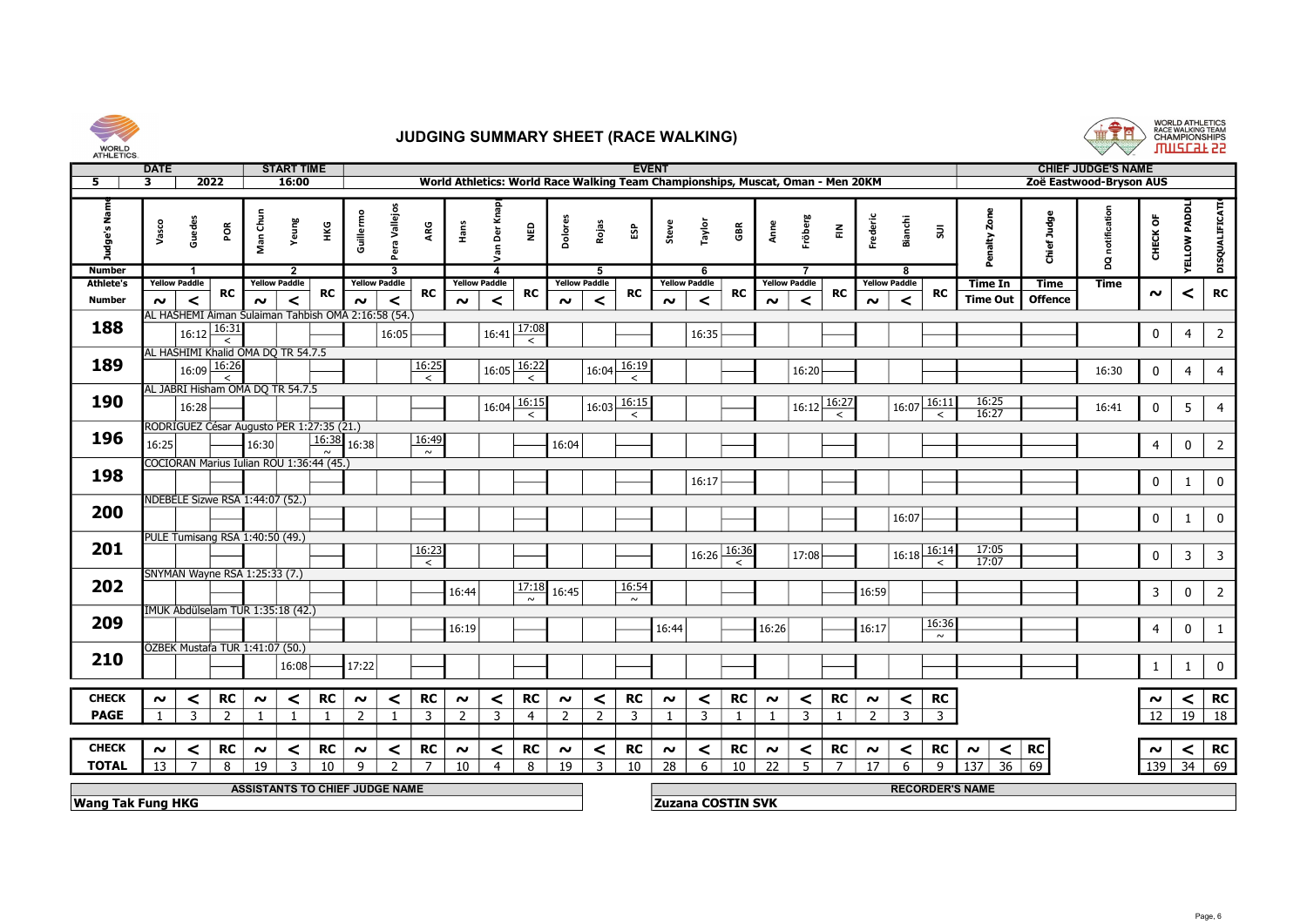# JUDGING SUMMARY SHEET (RACE WALKING)

| | DATE | | START TIME | EVENT | CHIEF JUDGE'S NAME |
|---|---|---|---|---|---|
| 5 | 3 | 2022 | 16:00 | World Athletics: World Race Walking Team Championships, Muscat, Oman - Men 20KM | Zoë Eastwood-Bryson AUS |

| Judge's Name | Vasco | Guedes | POR | Man Chun | Yeung | HKG | Guillermo | Pera Vallejos | ARG | Hans | Van Der Knaap | NED | Dolores | Rojas | ESP | Steve | Taylor | GBR | Anne | Fröberg | FIN | Frederic | Bianchi | SUI | Penalty Zone | Chief Judge | DQ notification | CHECK OF | YELLOW PADDLE | DISQUALIFICATION |
|---|---|---|---|---|---|---|---|---|---|---|---|---|---|---|---|---|---|---|---|---|---|---|---|---|---|---|---|---|---|---|
| Number | 1 | | | 2 | | | 3 | | | 4 | | | 5 | | | 6 | | | 7 | | | 8 | | | | | | | | |
| Athlete's Number | Yellow Paddle ~ | Yellow Paddle < | RC | Yellow Paddle ~ | Yellow Paddle < | RC | Yellow Paddle ~ | Yellow Paddle < | RC | Yellow Paddle ~ | Yellow Paddle < | RC | Yellow Paddle ~ | Yellow Paddle < | RC | Yellow Paddle ~ | Yellow Paddle < | RC | Yellow Paddle ~ | Yellow Paddle < | RC | Yellow Paddle ~ | Yellow Paddle < | RC | Time In / Time Out | Time Offence | Time | ~ | < | RC |
| **188** AL HASHEMI Aiman Sulaiman Tahbish OMA 2:16:58 (54.) | | 16:12 | 16:31 < | | | | | 16:05 | | | 16:41 | 17:08 < | | | | | 16:35 | | | | | | | | | | | 0 | 4 | 2 |
| **189** AL HASHIMI Khalid OMA DQ TR 54.7.5 | | 16:09 | 16:26 < | | | | | | 16:25 < | | 16:05 | 16:22 < | | 16:04 | 16:19 < | | | | | 16:20 | | | | | | | 16:30 | 0 | 4 | 4 |
| **190** AL JABRI Hisham OMA DQ TR 54.7.5 | | 16:28 | | | | | | | | | 16:04 | 16:15 < | | 16:03 | 16:15 < | | | | | 16:12 | 16:27 < | | 16:07 | 16:11 < | 16:25 / 16:27 | | 16:41 | 0 | 5 | 4 |
| **196** RODRIGUEZ César Augusto PER 1:27:35 (21.) | 16:25 | | | 16:30 | | 16:38 ~ | 16:38 | | 16:49 ~ | | | | 16:04 | | | | | | | | | | | | | | | 4 | 0 | 2 |
| **198** COCIORAN Marius Iulian ROU 1:36:44 (45.) | | | | | | | | | | | | | | | | | 16:17 | | | | | | | | | | | 0 | 1 | 0 |
| **200** NDEBELE Sizwe RSA 1:44:07 (52.) | | | | | | | | | | | | | | | | | | | | | | | 16:07 | | | | | 0 | 1 | 0 |
| **201** PULE Tumisang RSA 1:40:50 (49.) | | | | | | | | | 16:23 < | | | | | | | | 16:26 | 16:36 < | | 17:08 | | | 16:18 | 16:14 < | 17:05 / 17:07 | | | 0 | 3 | 3 |
| **202** SNYMAN Wayne RSA 1:25:33 (7.) | | | | | | | | | | 16:44 | | 17:18 ~ | 16:45 | | 16:54 ~ | | | | | | | 16:59 | | | | | | 3 | 0 | 2 |
| **209** IMUK Abdülselam TUR 1:35:18 (42.) | | | | | | | | | | 16:19 | | | | | | 16:44 | | | 16:26 | | | 16:17 | | 16:36 ~ | | | | 4 | 0 | 1 |
| **210** OZBEK Mustafa TUR 1:41:07 (50.) | | | | | 16:08 | | 17:22 | | | | | | | | | | | | | | | | | | | | | 1 | 1 | 0 |
| **CHECK PAGE** | 1 | 3 | 2 | 1 | 1 | 1 | 2 | 1 | 3 | 2 | 3 | 4 | 2 | 2 | 3 | 1 | 3 | 1 | 1 | 3 | 1 | 2 | 3 | 3 | | | | 12 | 19 | 18 |
| **CHECK TOTAL** | 13 | 7 | 8 | 19 | 3 | 10 | 9 | 2 | 7 | 10 | 4 | 8 | 19 | 3 | 10 | 28 | 6 | 10 | 22 | 5 | 7 | 17 | 6 | 9 | ~ 137 / < 36 | RC 69 | | 139 | 34 | 69 |

| ASSISTANTS TO CHIEF JUDGE NAME | RECORDER'S NAME |
|---|---|
| Wang Tak Fung HKG | Zuzana COSTIN SVK |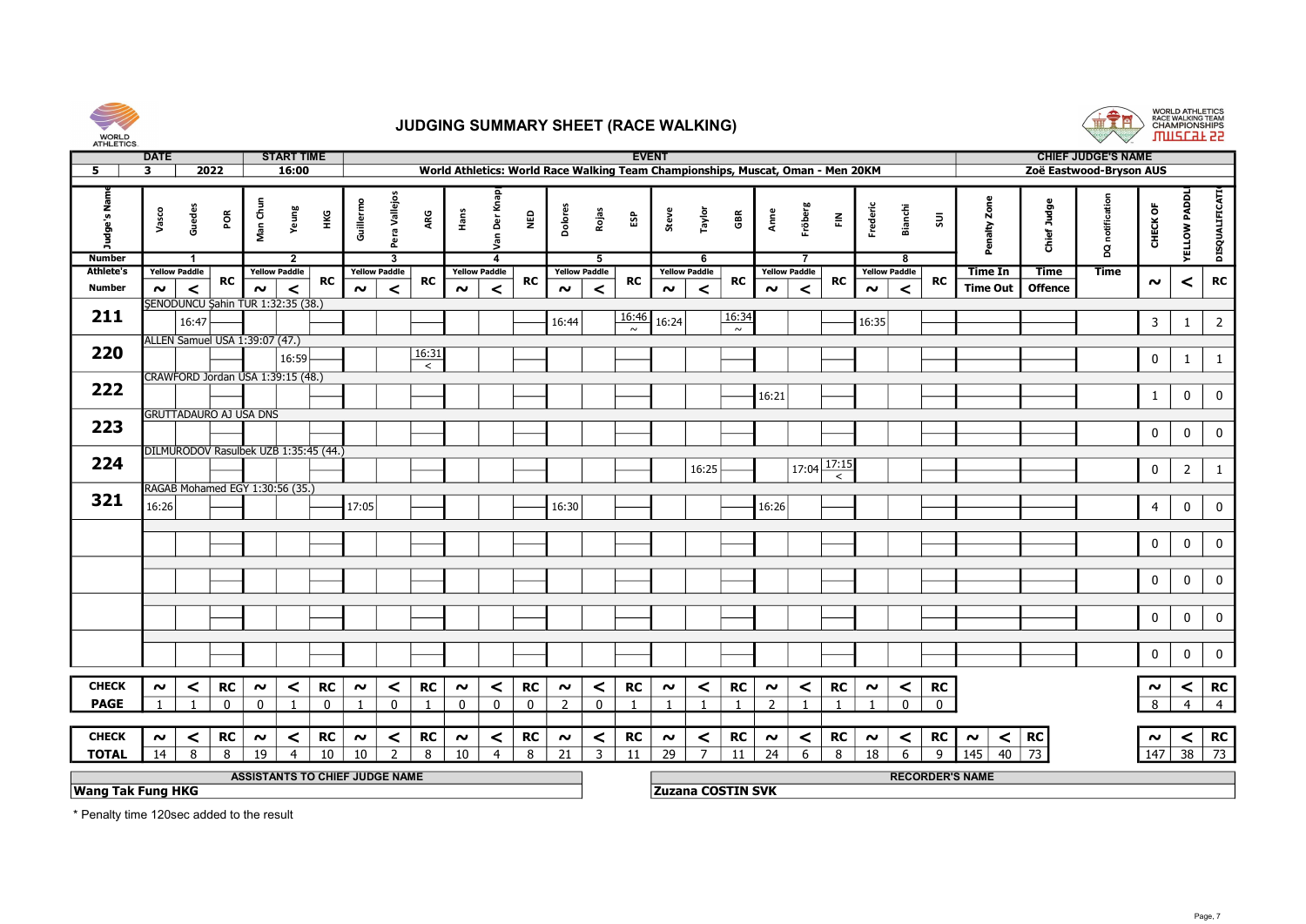# JUDGING SUMMARY SHEET (RACE WALKING)

| DATE | | | START TIME | EVENT | CHIEF JUDGE'S NAME |
|---|---|---|---|---|---|
| 5 | 3 | 2022 | 16:00 | World Athletics: World Race Walking Team Championships, Muscat, Oman - Men 20KM | Zoë Eastwood-Bryson AUS |

| Judge's Name | Vasco | Guedes | POR | Man Chun | Yeung | HKG | Guillermo | Pera Vallejos | ARG | Hans | Van Der Knaap | NED | Dolores | Rojas | ESP | Steve | Taylor | GBR | Anne | Fröberg | FIN | Frederic | Bianchi | SUI | Penalty Zone | Chief Judge | DQ notification | CHECK OF | YELLOW PADDLE | DISQUALIFICATION |
|---|---|---|---|---|---|---|---|---|---|---|---|---|---|---|---|---|---|---|---|---|---|---|---|---|---|---|---|---|---|---|
| Number | 1 | | | 2 | | | 3 | | | 4 | | | 5 | | | 6 | | | 7 | | | 8 | | | | | | | | |
| Athlete's Number | Yellow Paddle ~ | < | RC | Yellow Paddle ~ | < | RC | Yellow Paddle ~ | < | RC | Yellow Paddle ~ | < | RC | Yellow Paddle ~ | < | RC | Yellow Paddle ~ | < | RC | Yellow Paddle ~ | < | RC | Yellow Paddle ~ | < | RC | Time In / Time Out | Time Offence | Time | ~ | < | RC |
| 211 ŞENODUNCU Şahin TUR 1:32:35 (38.) | | 16:47 | | | | | | | | | | | 16:44 | | 16:46 ~ | 16:24 | | 16:34 ~ | | | | 16:35 | | | | | | 3 | 1 | 2 |
| 220 ALLEN Samuel USA 1:39:07 (47.) | | | | | 16:59 | | | | 16:31 < | | | | | | | | | | | | | | | | | | | 0 | 1 | 1 |
| 222 CRAWFORD Jordan USA 1:39:15 (48.) | | | | | | | | | | | | | | | | | | | 16:21 | | | | | | | | | 1 | 0 | 0 |
| 223 GRUTTADAURO AJ USA DNS | | | | | | | | | | | | | | | | | | | | | | | | | | | | 0 | 0 | 0 |
| 224 DILMURODOV Rasulbek UZB 1:35:45 (44.) | | | | | | | | | | | | | | | | | 16:25 | | | 17:04 | 17:15 < | | | | | | | 0 | 2 | 1 |
| 321 RAGAB Mohamed EGY 1:30:56 (35.) | 16:26 | | | | | | 17:05 | | | | | | 16:30 | | | | | | 16:26 | | | | | | | | | 4 | 0 | 0 |
| | | | | | | | | | | | | | | | | | | | | | | | | | | | | 0 | 0 | 0 |
| | | | | | | | | | | | | | | | | | | | | | | | | | | | | 0 | 0 | 0 |
| | | | | | | | | | | | | | | | | | | | | | | | | | | | | 0 | 0 | 0 |
| | | | | | | | | | | | | | | | | | | | | | | | | | | | | 0 | 0 | 0 |
| CHECK PAGE | ~ 1 | < 1 | RC 0 | ~ 0 | < 1 | RC 0 | ~ 1 | < 0 | RC 1 | ~ 0 | < 0 | RC 0 | ~ 2 | < 0 | RC 1 | ~ 1 | < 1 | RC 1 | ~ 2 | < 1 | RC 1 | ~ 1 | < 0 | RC 0 | | | | ~ 8 | < 4 | RC 4 |
| CHECK TOTAL | ~ 14 | < 8 | RC 8 | ~ 19 | < 4 | RC 10 | ~ 10 | < 2 | RC 8 | ~ 10 | < 4 | RC 8 | ~ 21 | < 3 | RC 11 | ~ 29 | < 7 | RC 11 | ~ 24 | < 6 | RC 8 | ~ 18 | < 6 | RC 9 | ~ 145 | < 40 | RC 73 | ~ 147 | < 38 | RC 73 |

| ASSISTANTS TO CHIEF JUDGE NAME | RECORDER'S NAME |
|---|---|
| Wang Tak Fung HKG | Zuzana COSTIN SVK |

\* Penalty time 120sec added to the result